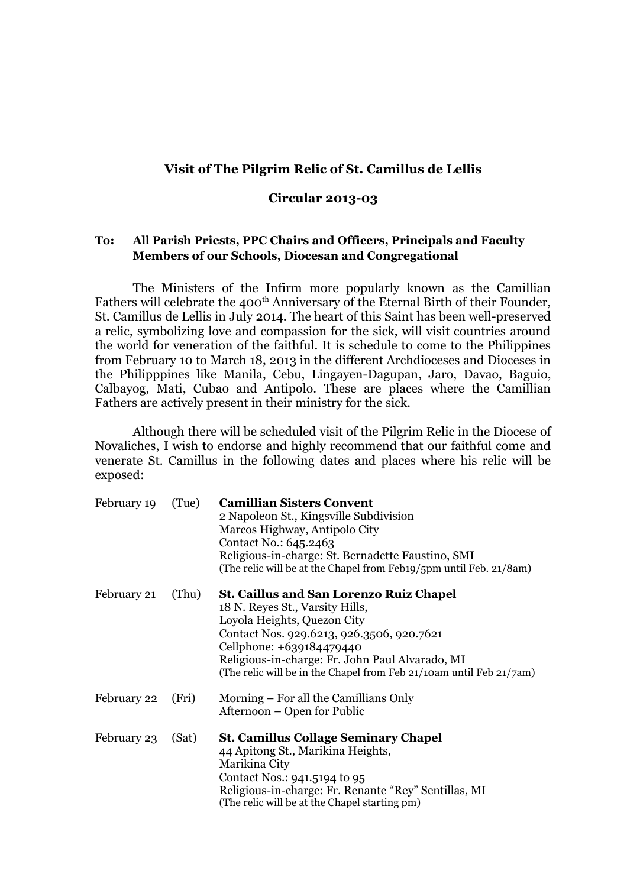**Visit of The Pilgrim Relic of St. Camillus de Lellis**

**Circular 2013-03**

**To: All Parish Priests, PPC Chairs and Officers, Principals and Faculty Members of our Schools, Diocesan and Congregational**

The Ministers of the Infirm more popularly known as the Camillian Fathers will celebrate the 400th Anniversary of the Eternal Birth of their Founder, St. Camillus de Lellis in July 2014. The heart of this Saint has been well-preserved a relic, symbolizing love and compassion for the sick, will visit countries around the world for veneration of the faithful. It is schedule to come to the Philippines from February 10 to March 18, 2013 in the different Archdioceses and Dioceses in the Philipppines like Manila, Cebu, Lingayen-Dagupan, Jaro, Davao, Baguio, Calbayog, Mati, Cubao and Antipolo. These are places where the Camillian Fathers are actively present in their ministry for the sick.

Although there will be scheduled visit of the Pilgrim Relic in the Diocese of Novaliches, I wish to endorse and highly recommend that our faithful come and venerate St. Camillus in the following dates and places where his relic will be exposed:

| | | |
|---|---|---|
| February 19 | (Tue) | **Camillian Sisters Convent**<br>2 Napoleon St., Kingsville Subdivision<br>Marcos Highway, Antipolo City<br>Contact No.: 645.2463<br>Religious-in-charge: St. Bernadette Faustino, SMI<br>(The relic will be at the Chapel from Feb19/5pm until Feb. 21/8am) |
| February 21 | (Thu) | **St. Caillus and San Lorenzo Ruiz Chapel**<br>18 N. Reyes St., Varsity Hills,<br>Loyola Heights, Quezon City<br>Contact Nos. 929.6213, 926.3506, 920.7621<br>Cellphone: +639184479440<br>Religious-in-charge: Fr. John Paul Alvarado, MI<br>(The relic will be in the Chapel from Feb 21/10am until Feb 21/7am) |
| February 22 | (Fri) | Morning – For all the Camillians Only<br>Afternoon – Open for Public |
| February 23 | (Sat) | **St. Camillus Collage Seminary Chapel**<br>44 Apitong St., Marikina Heights,<br>Marikina City<br>Contact Nos.: 941.5194 to 95<br>Religious-in-charge: Fr. Renante "Rey" Sentillas, MI<br>(The relic will be at the Chapel starting pm) |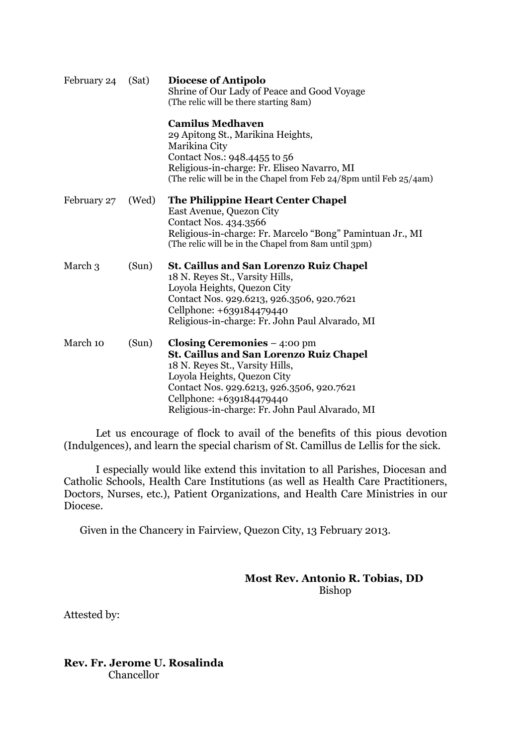| | | |
|---|---|---|
| February 24 | (Sat) | **Diocese of Antipolo**<br>Shrine of Our Lady of Peace and Good Voyage<br>(The relic will be there starting 8am) |
| | | **Camilus Medhaven**<br>29 Apitong St., Marikina Heights,<br>Marikina City<br>Contact Nos.: 948.4455 to 56<br>Religious-in-charge: Fr. Eliseo Navarro, MI<br>(The relic will be in the Chapel from Feb 24/8pm until Feb 25/4am) |
| February 27 | (Wed) | **The Philippine Heart Center Chapel**<br>East Avenue, Quezon City<br>Contact Nos. 434.3566<br>Religious-in-charge: Fr. Marcelo "Bong" Pamintuan Jr., MI<br>(The relic will be in the Chapel from 8am until 3pm) |
| March 3 | (Sun) | **St. Caillus and San Lorenzo Ruiz Chapel**<br>18 N. Reyes St., Varsity Hills,<br>Loyola Heights, Quezon City<br>Contact Nos. 929.6213, 926.3506, 920.7621<br>Cellphone: +639184479440<br>Religious-in-charge: Fr. John Paul Alvarado, MI |
| March 10 | (Sun) | **Closing Ceremonies** – 4:00 pm<br>**St. Caillus and San Lorenzo Ruiz Chapel**<br>18 N. Reyes St., Varsity Hills,<br>Loyola Heights, Quezon City<br>Contact Nos. 929.6213, 926.3506, 920.7621<br>Cellphone: +639184479440<br>Religious-in-charge: Fr. John Paul Alvarado, MI |

Let us encourage of flock to avail of the benefits of this pious devotion (Indulgences), and learn the special charism of St. Camillus de Lellis for the sick.

I especially would like extend this invitation to all Parishes, Diocesan and Catholic Schools, Health Care Institutions (as well as Health Care Practitioners, Doctors, Nurses, etc.), Patient Organizations, and Health Care Ministries in our Diocese.

Given in the Chancery in Fairview, Quezon City, 13 February 2013.

**Most Rev. Antonio R. Tobias, DD**
Bishop

Attested by:

**Rev. Fr. Jerome U. Rosalinda**
Chancellor